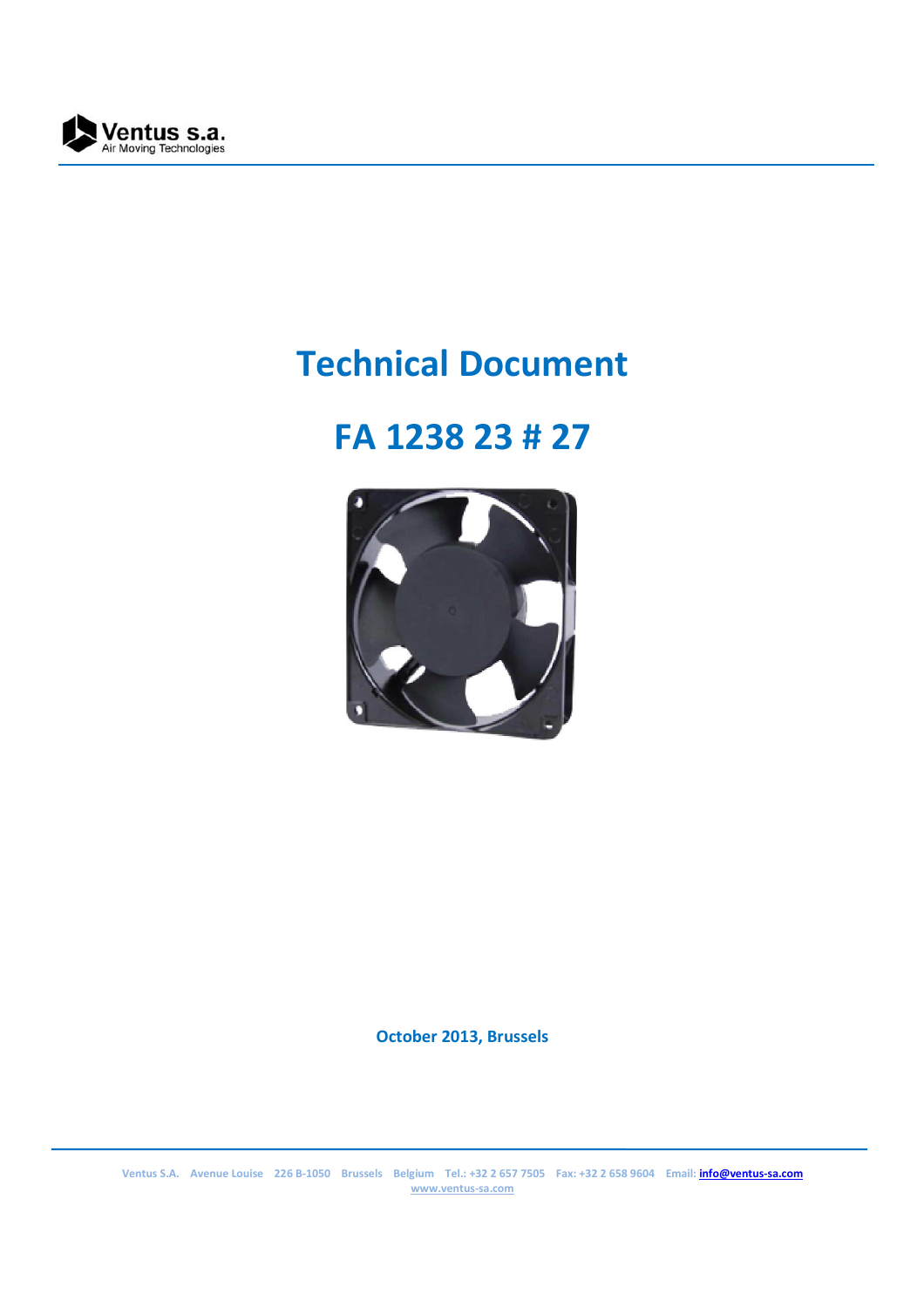# Technical Document

# FA 1238 23 # 27

**October 2013, Brussels**

Ventus S.A. Avenue Louise 226 B-1050 Brussels Belgium Tel.: +32 2 657 7505 Fax: +32 2 658 9604 Email: info@ventus-sa.com
www.ventus-sa.com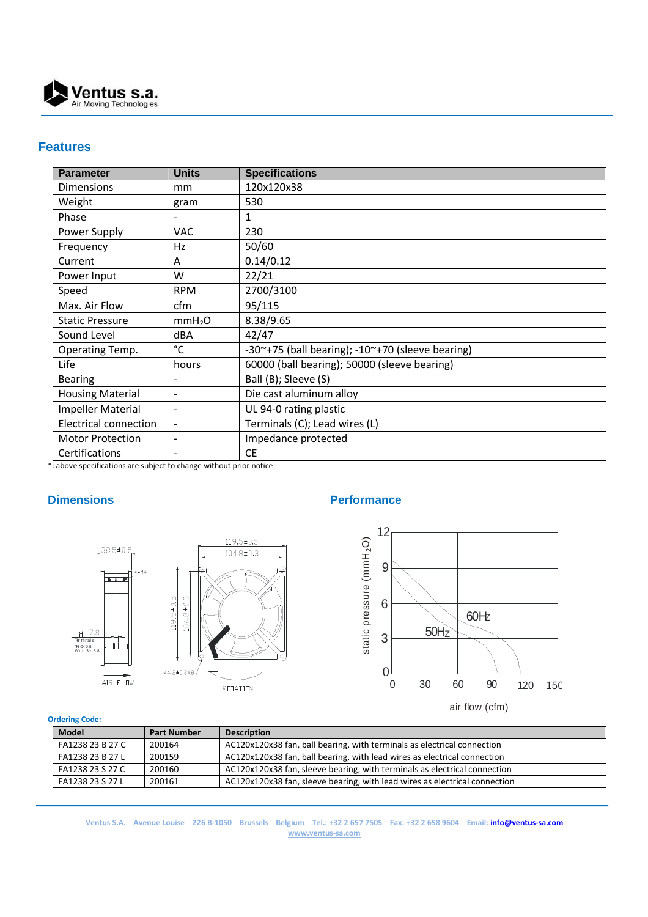# Ventus s.a.
Air Moving Technologies

## Features

| Parameter | Units | Specifications |
|---|---|---|
| Dimensions | mm | 120x120x38 |
| Weight | gram | 530 |
| Phase | - | 1 |
| Power Supply | VAC | 230 |
| Frequency | Hz | 50/60 |
| Current | A | 0.14/0.12 |
| Power Input | W | 22/21 |
| Speed | RPM | 2700/3100 |
| Max. Air Flow | cfm | 95/115 |
| Static Pressure | $mmH_2O$ | 8.38/9.65 |
| Sound Level | dBA | 42/47 |
| Operating Temp. | °C | -30~+75 (ball bearing); -10~+70 (sleeve bearing) |
| Life | hours | 60000 (ball bearing); 50000 (sleeve bearing) |
| Bearing | - | Ball (B); Sleeve (S) |
| Housing Material | - | Die cast aluminum alloy |
| Impeller Material | - | UL 94-0 rating plastic |
| Electrical connection | - | Terminals (C); Lead wires (L) |
| Motor Protection | - | Impedance protected |
| Certifications | - | CE |

*: above specifications are subject to change without prior notice

## Dimensions

38.5±0.5
4-M4
7.8
Terminals
THICK 0.5
W x L 3 x 8.8
AIR FLOW
119.5±0.5
104.8±0.3
119.5±0.5
104.8±0.3
Φ4.2±0.3X8
ROTATION

## Performance

static pressure ($mmH_2O$)
12
9
6
3
0
0
30
60
90
120
150
air flow (cfm)
60Hz
50Hz

**Ordering Code:**

| Model | Part Number | Description |
|---|---|---|
| FA1238 23 B 27 C | 200164 | AC120x120x38 fan, ball bearing, with terminals as electrical connection |
| FA1238 23 B 27 L | 200159 | AC120x120x38 fan, ball bearing, with lead wires as electrical connection |
| FA1238 23 S 27 C | 200160 | AC120x120x38 fan, sleeve bearing, with terminals as electrical connection |
| FA1238 23 S 27 L | 200161 | AC120x120x38 fan, sleeve bearing, with lead wires as electrical connection |

Ventus S.A. Avenue Louise 226 B-1050 Brussels Belgium Tel.: +32 2 657 7505 Fax: +32 2 658 9604 Email: info@ventus-sa.com
www.ventus-sa.com